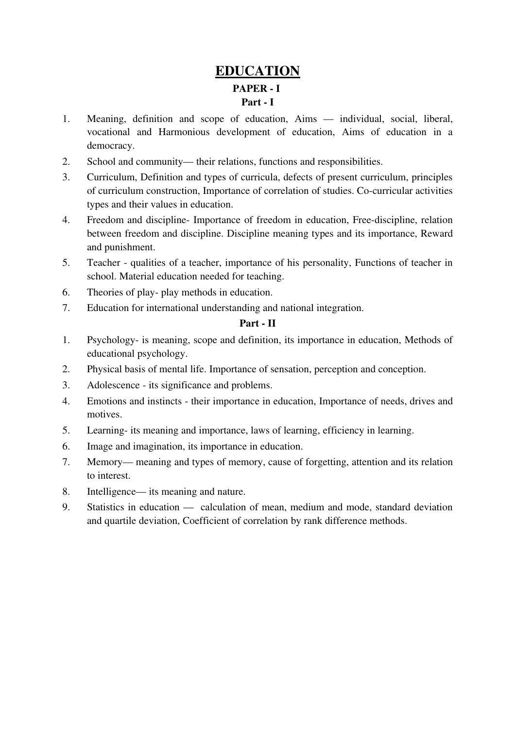# EDUCATION

## PAPER - I

### Part - I

1. Meaning, definition and scope of education, Aims — individual, social, liberal, vocational and Harmonious development of education, Aims of education in a democracy.
2. School and community— their relations, functions and responsibilities.
3. Curriculum, Definition and types of curricula, defects of present curriculum, principles of curriculum construction, Importance of correlation of studies. Co-curricular activities types and their values in education.
4. Freedom and discipline- Importance of freedom in education, Free-discipline, relation between freedom and discipline. Discipline meaning types and its importance, Reward and punishment.
5. Teacher - qualities of a teacher, importance of his personality, Functions of teacher in school. Material education needed for teaching.
6. Theories of play- play methods in education.
7. Education for international understanding and national integration.

### Part - II

1. Psychology- is meaning, scope and definition, its importance in education, Methods of educational psychology.
2. Physical basis of mental life. Importance of sensation, perception and conception.
3. Adolescence - its significance and problems.
4. Emotions and instincts - their importance in education, Importance of needs, drives and motives.
5. Learning- its meaning and importance, laws of learning, efficiency in learning.
6. Image and imagination, its importance in education.
7. Memory— meaning and types of memory, cause of forgetting, attention and its relation to interest.
8. Intelligence— its meaning and nature.
9. Statistics in education — calculation of mean, medium and mode, standard deviation and quartile deviation, Coefficient of correlation by rank difference methods.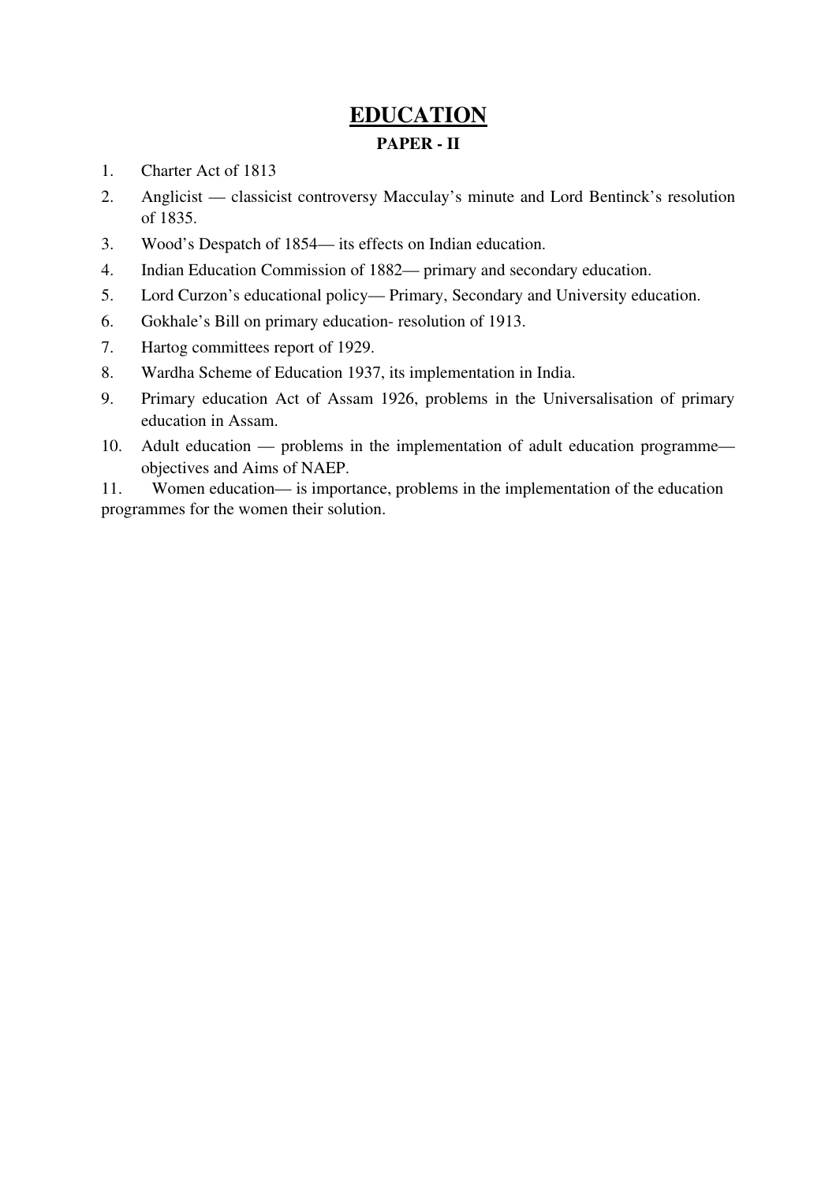# EDUCATION

## PAPER - II

1. Charter Act of 1813
2. Anglicist — classicist controversy Macculay's minute and Lord Bentinck's resolution of 1835.
3. Wood's Despatch of 1854— its effects on Indian education.
4. Indian Education Commission of 1882— primary and secondary education.
5. Lord Curzon's educational policy— Primary, Secondary and University education.
6. Gokhale's Bill on primary education- resolution of 1913.
7. Hartog committees report of 1929.
8. Wardha Scheme of Education 1937, its implementation in India.
9. Primary education Act of Assam 1926, problems in the Universalisation of primary education in Assam.
10. Adult education — problems in the implementation of adult education programme— objectives and Aims of NAEP.
11. Women education— is importance, problems in the implementation of the education programmes for the women their solution.